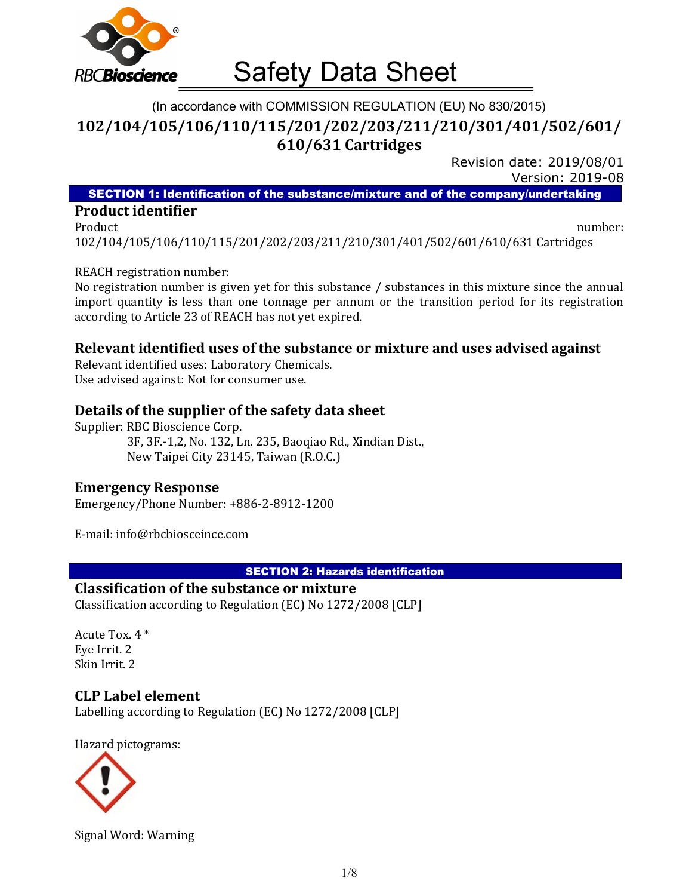# Safety Data Sheet

(In accordance with COMMISSION REGULATION (EU) No 830/2015)

## 102/104/105/106/110/115/201/202/203/211/210/301/401/502/601/610/631 Cartridges

Revision date: 2019/08/01
Version: 2019-08

## SECTION 1: Identification of the substance/mixture and of the company/undertaking

### Product identifier

Product number: 102/104/105/106/110/115/201/202/203/211/210/301/401/502/601/610/631 Cartridges

REACH registration number:
No registration number is given yet for this substance / substances in this mixture since the annual import quantity is less than one tonnage per annum or the transition period for its registration according to Article 23 of REACH has not yet expired.

### Relevant identified uses of the substance or mixture and uses advised against

Relevant identified uses: Laboratory Chemicals.
Use advised against: Not for consumer use.

### Details of the supplier of the safety data sheet

Supplier: RBC Bioscience Corp.
3F, 3F.-1,2, No. 132, Ln. 235, Baoqiao Rd., Xindian Dist.,
New Taipei City 23145, Taiwan (R.O.C.)

### Emergency Response

Emergency/Phone Number: +886-2-8912-1200

E-mail: info@rbcbiosceince.com

## SECTION 2: Hazards identification

### Classification of the substance or mixture

Classification according to Regulation (EC) No 1272/2008 [CLP]

Acute Tox. 4 *
Eye Irrit. 2
Skin Irrit. 2

### CLP Label element

Labelling according to Regulation (EC) No 1272/2008 [CLP]

Hazard pictograms:

Signal Word: Warning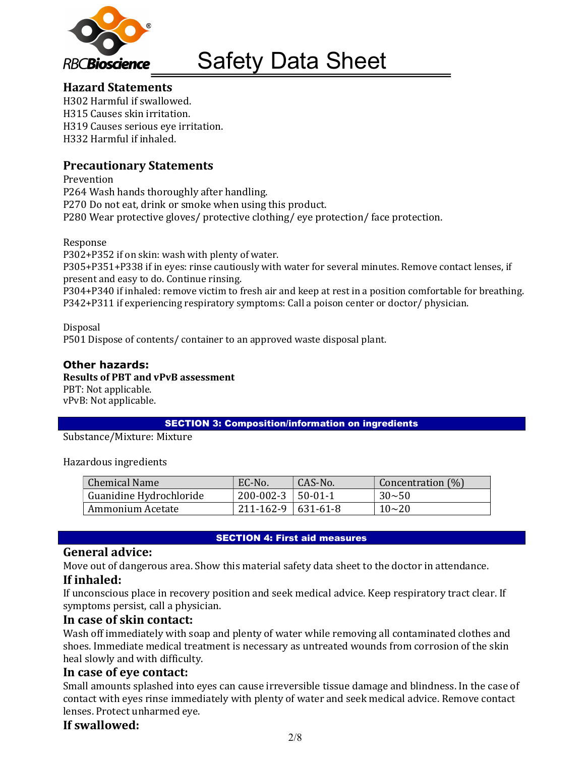## Hazard Statements

H302 Harmful if swallowed.
H315 Causes skin irritation.
H319 Causes serious eye irritation.
H332 Harmful if inhaled.

## Precautionary Statements

Prevention
P264 Wash hands thoroughly after handling.
P270 Do not eat, drink or smoke when using this product.
P280 Wear protective gloves/ protective clothing/ eye protection/ face protection.

Response
P302+P352 if on skin: wash with plenty of water.
P305+P351+P338 if in eyes: rinse cautiously with water for several minutes. Remove contact lenses, if present and easy to do. Continue rinsing.
P304+P340 if inhaled: remove victim to fresh air and keep at rest in a position comfortable for breathing.
P342+P311 if experiencing respiratory symptoms: Call a poison center or doctor/ physician.

Disposal
P501 Dispose of contents/ container to an approved waste disposal plant.

### Other hazards:

**Results of PBT and vPvB assessment**
PBT: Not applicable.
vPvB: Not applicable.

## SECTION 3: Composition/information on ingredients

Substance/Mixture: Mixture

Hazardous ingredients

| Chemical Name | EC-No. | CAS-No. | Concentration (%) |
|---|---|---|---|
| Guanidine Hydrochloride | 200-002-3 | 50-01-1 | 30~50 |
| Ammonium Acetate | 211-162-9 | 631-61-8 | 10~20 |

## SECTION 4: First aid measures

### General advice:

Move out of dangerous area. Show this material safety data sheet to the doctor in attendance.

### If inhaled:

If unconscious place in recovery position and seek medical advice. Keep respiratory tract clear. If symptoms persist, call a physician.

### In case of skin contact:

Wash off immediately with soap and plenty of water while removing all contaminated clothes and shoes. Immediate medical treatment is necessary as untreated wounds from corrosion of the skin heal slowly and with difficulty.

### In case of eye contact:

Small amounts splashed into eyes can cause irreversible tissue damage and blindness. In the case of contact with eyes rinse immediately with plenty of water and seek medical advice. Remove contact lenses. Protect unharmed eye.

### If swallowed: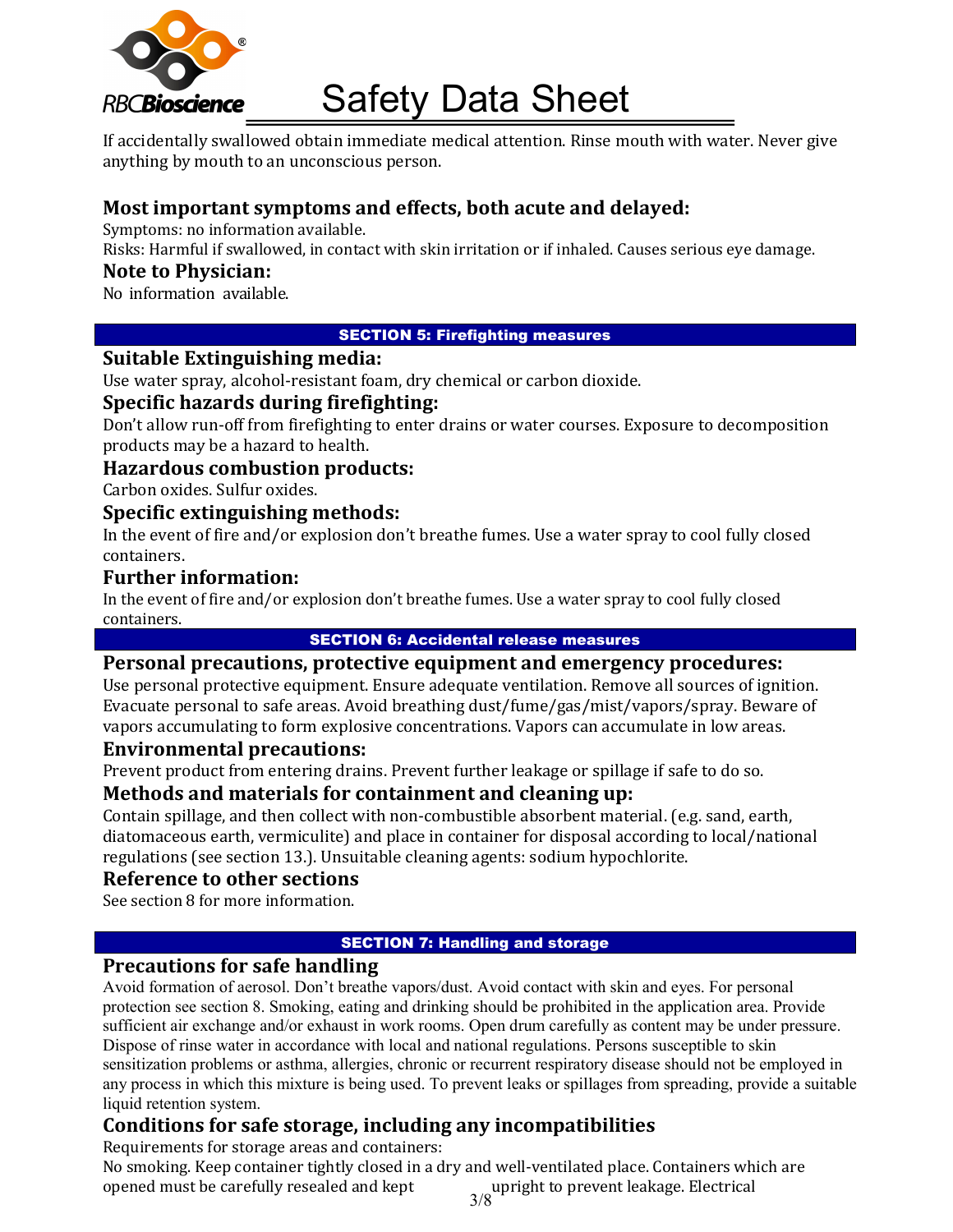If accidentally swallowed obtain immediate medical attention. Rinse mouth with water. Never give anything by mouth to an unconscious person.

### Most important symptoms and effects, both acute and delayed:

Symptoms: no information available.
Risks: Harmful if swallowed, in contact with skin irritation or if inhaled. Causes serious eye damage.

### Note to Physician:

No information available.

## SECTION 5: Firefighting measures

### Suitable Extinguishing media:

Use water spray, alcohol-resistant foam, dry chemical or carbon dioxide.

### Specific hazards during firefighting:

Don't allow run-off from firefighting to enter drains or water courses. Exposure to decomposition products may be a hazard to health.

### Hazardous combustion products:

Carbon oxides. Sulfur oxides.

### Specific extinguishing methods:

In the event of fire and/or explosion don't breathe fumes. Use a water spray to cool fully closed containers.

### Further information:

In the event of fire and/or explosion don't breathe fumes. Use a water spray to cool fully closed containers.

## SECTION 6: Accidental release measures

### Personal precautions, protective equipment and emergency procedures:

Use personal protective equipment. Ensure adequate ventilation. Remove all sources of ignition. Evacuate personal to safe areas. Avoid breathing dust/fume/gas/mist/vapors/spray. Beware of vapors accumulating to form explosive concentrations. Vapors can accumulate in low areas.

### Environmental precautions:

Prevent product from entering drains. Prevent further leakage or spillage if safe to do so.

### Methods and materials for containment and cleaning up:

Contain spillage, and then collect with non-combustible absorbent material. (e.g. sand, earth, diatomaceous earth, vermiculite) and place in container for disposal according to local/national regulations (see section 13.). Unsuitable cleaning agents: sodium hypochlorite.

### Reference to other sections

See section 8 for more information.

## SECTION 7: Handling and storage

### Precautions for safe handling

Avoid formation of aerosol. Don't breathe vapors/dust. Avoid contact with skin and eyes. For personal protection see section 8. Smoking, eating and drinking should be prohibited in the application area. Provide sufficient air exchange and/or exhaust in work rooms. Open drum carefully as content may be under pressure. Dispose of rinse water in accordance with local and national regulations. Persons susceptible to skin sensitization problems or asthma, allergies, chronic or recurrent respiratory disease should not be employed in any process in which this mixture is being used. To prevent leaks or spillages from spreading, provide a suitable liquid retention system.

### Conditions for safe storage, including any incompatibilities

Requirements for storage areas and containers:
No smoking. Keep container tightly closed in a dry and well-ventilated place. Containers which are opened must be carefully resealed and kept upright to prevent leakage. Electrical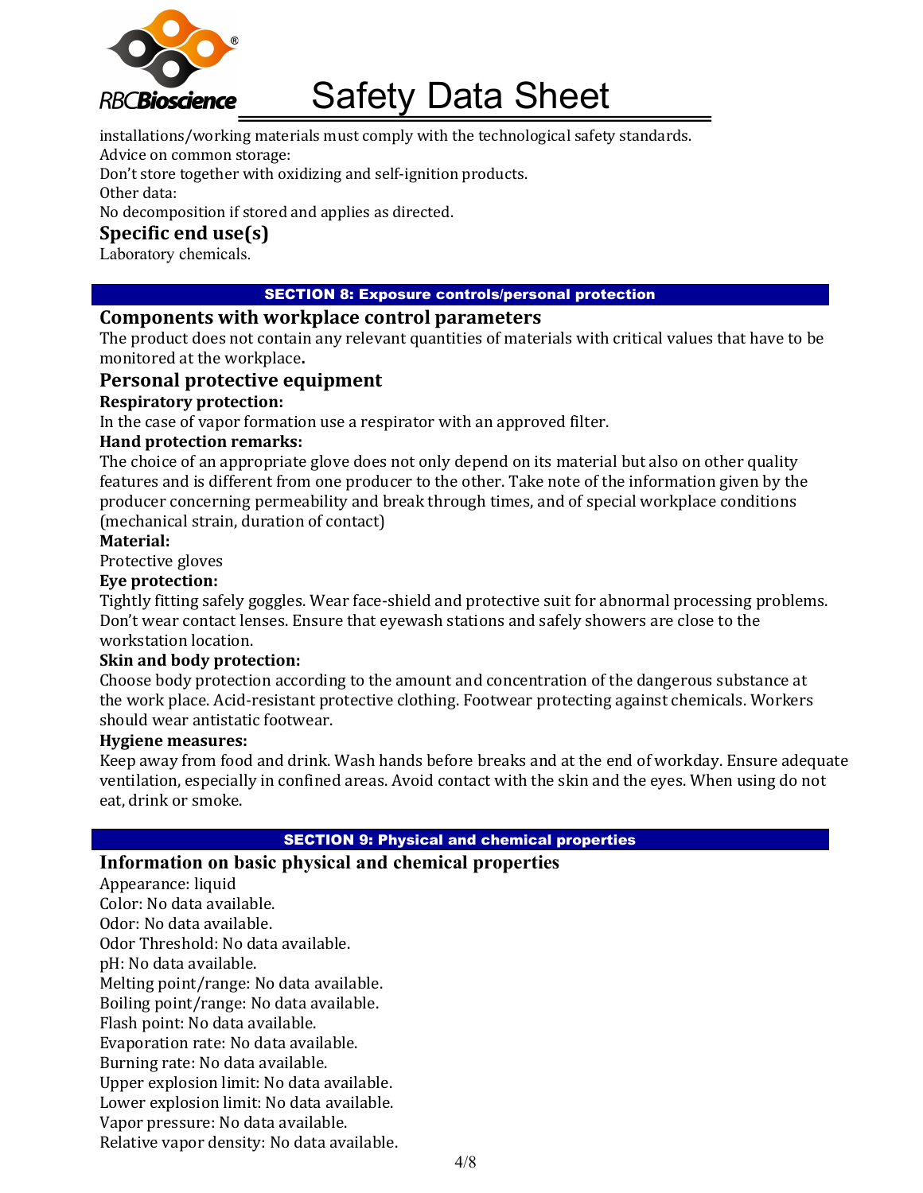installations/working materials must comply with the technological safety standards.
Advice on common storage:
Don't store together with oxidizing and self-ignition products.
Other data:
No decomposition if stored and applies as directed.

### Specific end use(s)

Laboratory chemicals.

## SECTION 8: Exposure controls/personal protection

### Components with workplace control parameters

The product does not contain any relevant quantities of materials with critical values that have to be monitored at the workplace**.**

### Personal protective equipment

**Respiratory protection:**
In the case of vapor formation use a respirator with an approved filter.

**Hand protection remarks:**
The choice of an appropriate glove does not only depend on its material but also on other quality features and is different from one producer to the other. Take note of the information given by the producer concerning permeability and break through times, and of special workplace conditions (mechanical strain, duration of contact)

**Material:**
Protective gloves

**Eye protection:**
Tightly fitting safely goggles. Wear face-shield and protective suit for abnormal processing problems. Don't wear contact lenses. Ensure that eyewash stations and safely showers are close to the workstation location.

**Skin and body protection:**
Choose body protection according to the amount and concentration of the dangerous substance at the work place. Acid-resistant protective clothing. Footwear protecting against chemicals. Workers should wear antistatic footwear.

**Hygiene measures:**
Keep away from food and drink. Wash hands before breaks and at the end of workday. Ensure adequate ventilation, especially in confined areas. Avoid contact with the skin and the eyes. When using do not eat, drink or smoke.

## SECTION 9: Physical and chemical properties

### Information on basic physical and chemical properties

Appearance: liquid
Color: No data available.
Odor: No data available.
Odor Threshold: No data available.
pH: No data available.
Melting point/range: No data available.
Boiling point/range: No data available.
Flash point: No data available.
Evaporation rate: No data available.
Burning rate: No data available.
Upper explosion limit: No data available.
Lower explosion limit: No data available.
Vapor pressure: No data available.
Relative vapor density: No data available.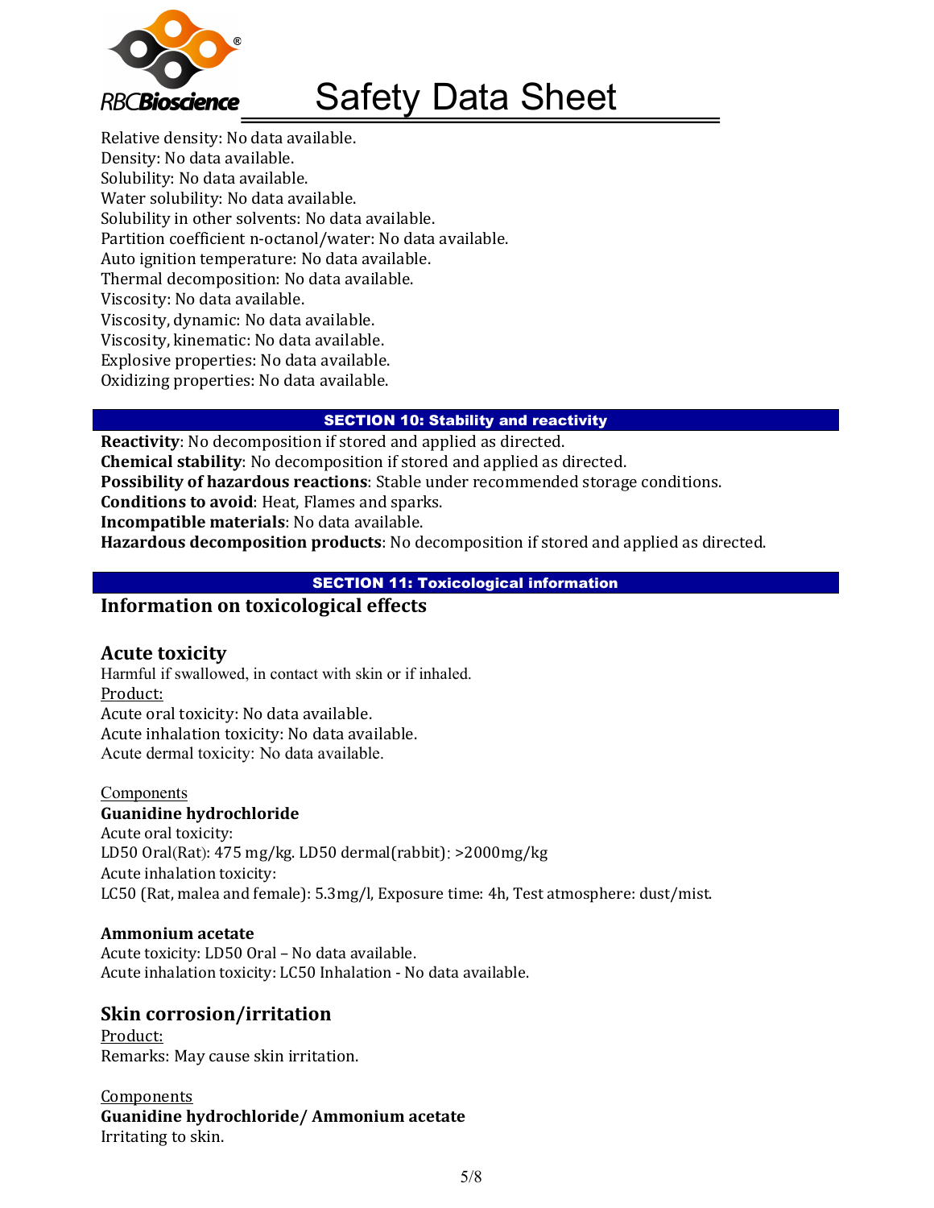Relative density: No data available.
Density: No data available.
Solubility: No data available.
Water solubility: No data available.
Solubility in other solvents: No data available.
Partition coefficient n-octanol/water: No data available.
Auto ignition temperature: No data available.
Thermal decomposition: No data available.
Viscosity: No data available.
Viscosity, dynamic: No data available.
Viscosity, kinematic: No data available.
Explosive properties: No data available.
Oxidizing properties: No data available.

## SECTION 10: Stability and reactivity

**Reactivity**: No decomposition if stored and applied as directed.
**Chemical stability**: No decomposition if stored and applied as directed.
**Possibility of hazardous reactions**: Stable under recommended storage conditions.
**Conditions to avoid**: Heat, Flames and sparks.
**Incompatible materials**: No data available.
**Hazardous decomposition products**: No decomposition if stored and applied as directed.

## SECTION 11: Toxicological information

### Information on toxicological effects

### Acute toxicity

Harmful if swallowed, in contact with skin or if inhaled.
Product:
Acute oral toxicity: No data available.
Acute inhalation toxicity: No data available.
Acute dermal toxicity: No data available.

Components
**Guanidine hydrochloride**
Acute oral toxicity:
LD50 Oral(Rat): 475 mg/kg. LD50 dermal(rabbit): >2000mg/kg
Acute inhalation toxicity:
LC50 (Rat, malea and female): 5.3mg/l, Exposure time: 4h, Test atmosphere: dust/mist.

**Ammonium acetate**
Acute toxicity: LD50 Oral – No data available.
Acute inhalation toxicity: LC50 Inhalation - No data available.

### Skin corrosion/irritation

Product:
Remarks: May cause skin irritation.

Components
**Guanidine hydrochloride/ Ammonium acetate**
Irritating to skin.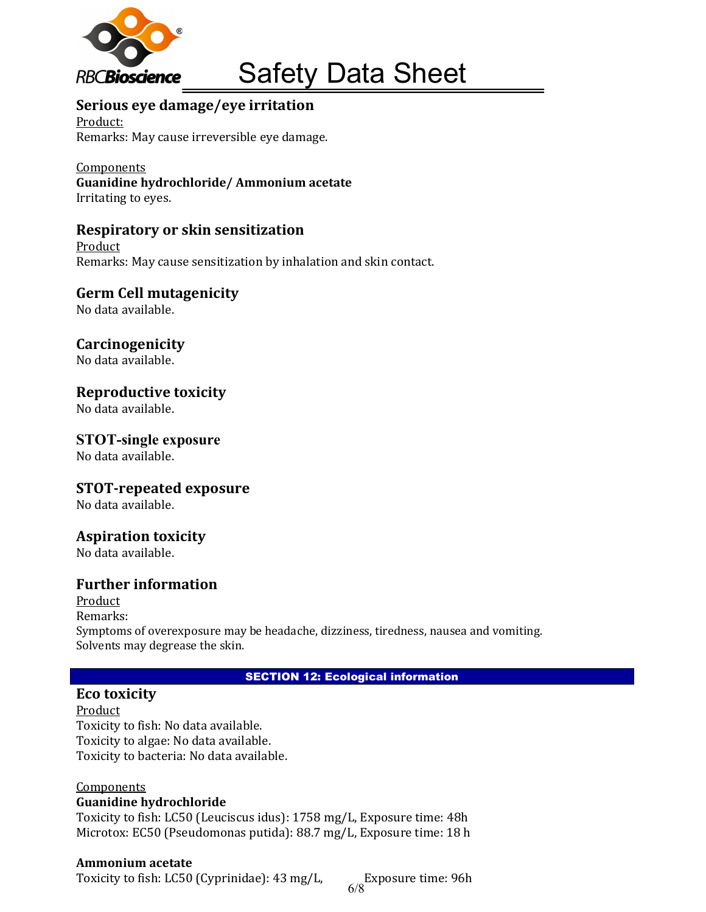## Serious eye damage/eye irritation

Product:

Remarks: May cause irreversible eye damage.

Components

**Guanidine hydrochloride/ Ammonium acetate**

Irritating to eyes.

## Respiratory or skin sensitization

Product

Remarks: May cause sensitization by inhalation and skin contact.

## Germ Cell mutagenicity

No data available.

## Carcinogenicity

No data available.

## Reproductive toxicity

No data available.

## STOT-single exposure

No data available.

## STOT-repeated exposure

No data available.

## Aspiration toxicity

No data available.

## Further information

Product

Remarks:

Symptoms of overexposure may be headache, dizziness, tiredness, nausea and vomiting.

Solvents may degrease the skin.

# SECTION 12: Ecological information

## Eco toxicity

Product

Toxicity to fish: No data available.

Toxicity to algae: No data available.

Toxicity to bacteria: No data available.

Components

**Guanidine hydrochloride**

Toxicity to fish: LC50 (Leuciscus idus): 1758 mg/L, Exposure time: 48h

Microtox: EC50 (Pseudomonas putida): 88.7 mg/L, Exposure time: 18 h

**Ammonium acetate**

Toxicity to fish: LC50 (Cyprinidae): 43 mg/L, Exposure time: 96h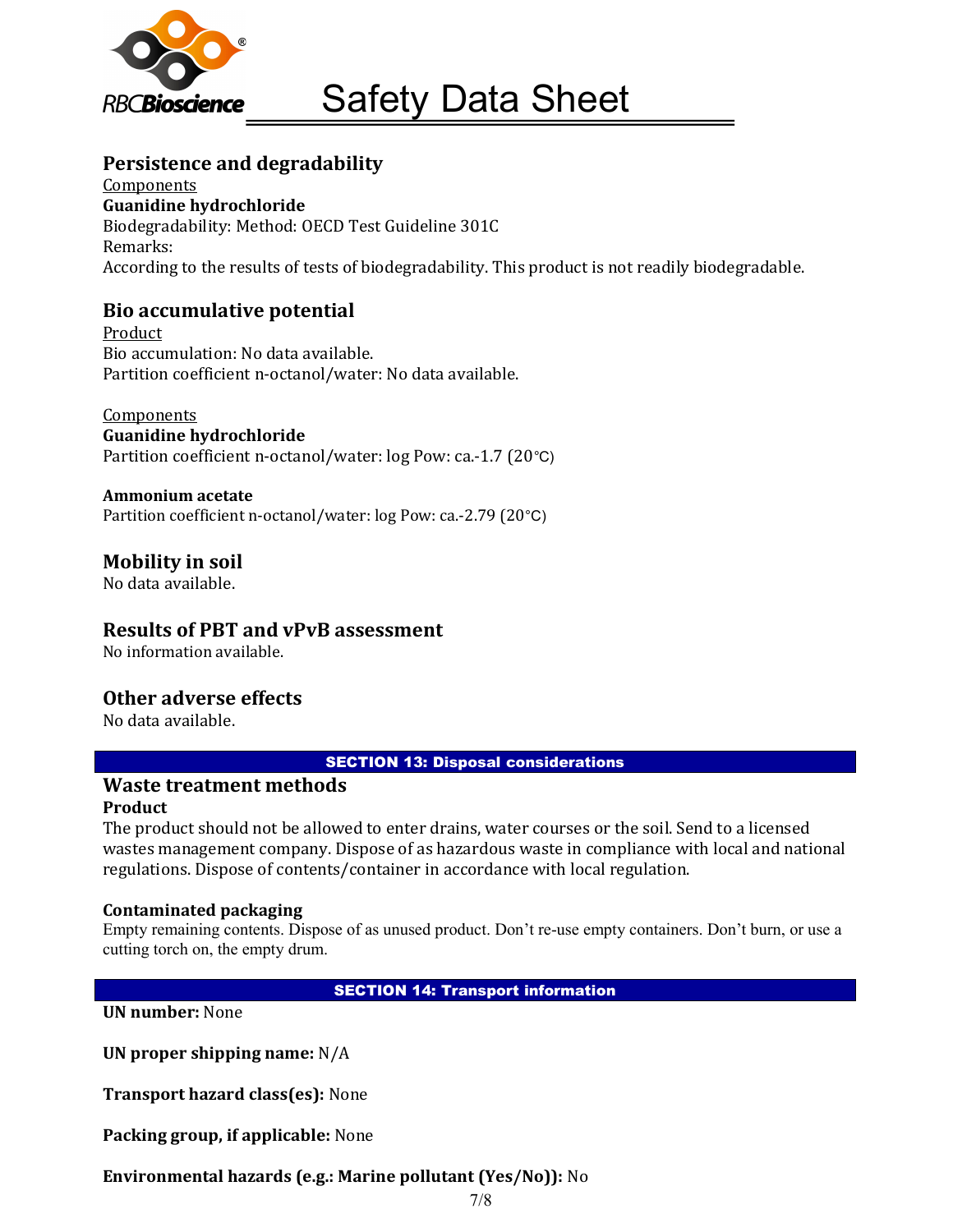## Persistence and degradability

Components

**Guanidine hydrochloride**

Biodegradability: Method: OECD Test Guideline 301C

Remarks:

According to the results of tests of biodegradability. This product is not readily biodegradable.

## Bio accumulative potential

Product

Bio accumulation: No data available.

Partition coefficient n-octanol/water: No data available.

Components

**Guanidine hydrochloride**

Partition coefficient n-octanol/water: log Pow: ca.-1.7 (20℃)

**Ammonium acetate**

Partition coefficient n-octanol/water: log Pow: ca.-2.79 (20°C)

## Mobility in soil

No data available.

## Results of PBT and vPvB assessment

No information available.

## Other adverse effects

No data available.

# SECTION 13: Disposal considerations

## Waste treatment methods

**Product**

The product should not be allowed to enter drains, water courses or the soil. Send to a licensed wastes management company. Dispose of as hazardous waste in compliance with local and national regulations. Dispose of contents/container in accordance with local regulation.

**Contaminated packaging**

Empty remaining contents. Dispose of as unused product. Don't re-use empty containers. Don't burn, or use a cutting torch on, the empty drum.

# SECTION 14: Transport information

**UN number:** None

**UN proper shipping name:** N/A

**Transport hazard class(es):** None

**Packing group, if applicable:** None

**Environmental hazards (e.g.: Marine pollutant (Yes/No)):** No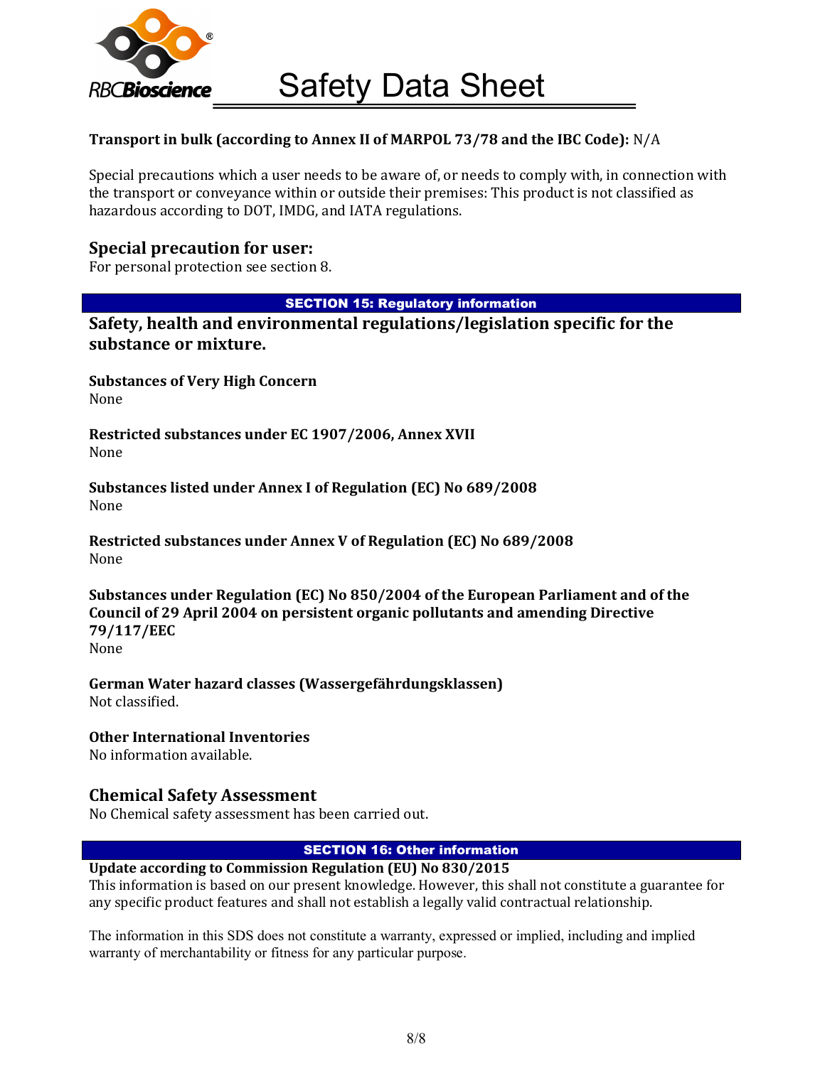**Transport in bulk (according to Annex II of MARPOL 73/78 and the IBC Code):** N/A

Special precautions which a user needs to be aware of, or needs to comply with, in connection with the transport or conveyance within or outside their premises: This product is not classified as hazardous according to DOT, IMDG, and IATA regulations.

### Special precaution for user:

For personal protection see section 8.

## SECTION 15: Regulatory information

### Safety, health and environmental regulations/legislation specific for the substance or mixture.

**Substances of Very High Concern**
None

**Restricted substances under EC 1907/2006, Annex XVII**
None

**Substances listed under Annex I of Regulation (EC) No 689/2008**
None

**Restricted substances under Annex V of Regulation (EC) No 689/2008**
None

**Substances under Regulation (EC) No 850/2004 of the European Parliament and of the Council of 29 April 2004 on persistent organic pollutants and amending Directive 79/117/EEC**
None

**German Water hazard classes (Wassergefährdungsklassen)**
Not classified.

**Other International Inventories**
No information available.

### Chemical Safety Assessment

No Chemical safety assessment has been carried out.

## SECTION 16: Other information

**Update according to Commission Regulation (EU) No 830/2015**
This information is based on our present knowledge. However, this shall not constitute a guarantee for any specific product features and shall not establish a legally valid contractual relationship.

The information in this SDS does not constitute a warranty, expressed or implied, including and implied warranty of merchantability or fitness for any particular purpose.